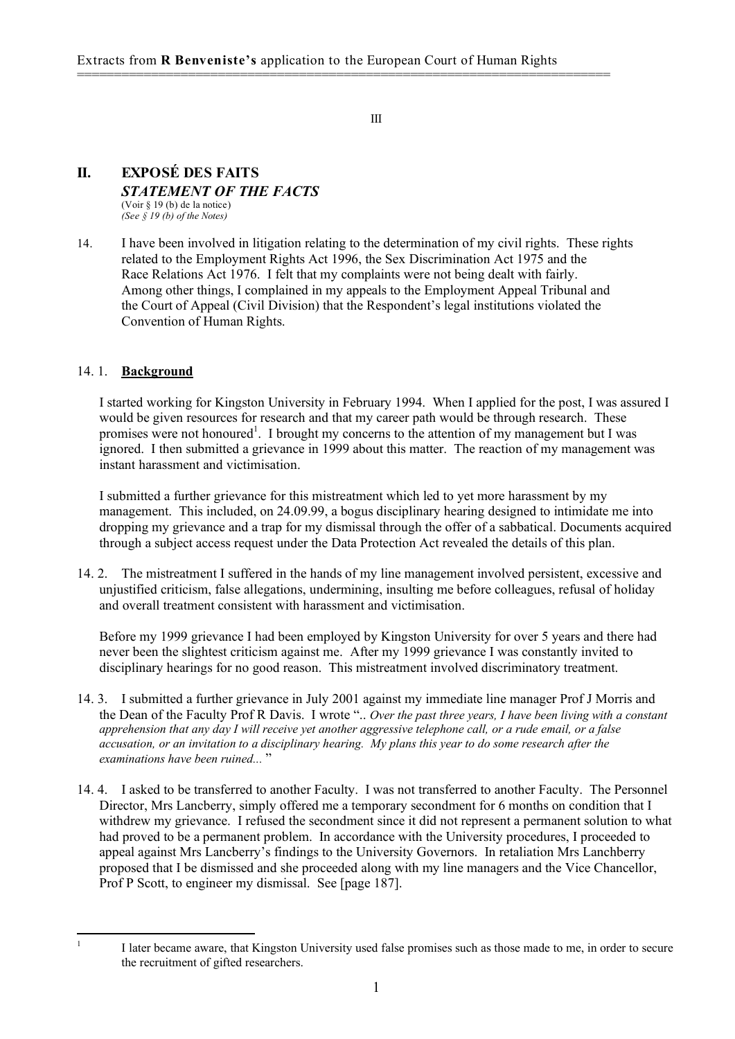Extracts from **R Benveniste's** application to the European Court of Human Rights

III

## II. EXPOSÉ DES FAITS
### *STATEMENT OF THE FACTS*
(Voir § 19 (b) de la notice)
*(See § 19 (b) of the Notes)*

14. I have been involved in litigation relating to the determination of my civil rights. These rights related to the Employment Rights Act 1996, the Sex Discrimination Act 1975 and the Race Relations Act 1976. I felt that my complaints were not being dealt with fairly. Among other things, I complained in my appeals to the Employment Appeal Tribunal and the Court of Appeal (Civil Division) that the Respondent's legal institutions violated the Convention of Human Rights.

14. 1. **Background**

I started working for Kingston University in February 1994. When I applied for the post, I was assured I would be given resources for research and that my career path would be through research. These promises were not honoured[1]. I brought my concerns to the attention of my management but I was ignored. I then submitted a grievance in 1999 about this matter. The reaction of my management was instant harassment and victimisation.

I submitted a further grievance for this mistreatment which led to yet more harassment by my management. This included, on 24.09.99, a bogus disciplinary hearing designed to intimidate me into dropping my grievance and a trap for my dismissal through the offer of a sabbatical. Documents acquired through a subject access request under the Data Protection Act revealed the details of this plan.

14. 2. The mistreatment I suffered in the hands of my line management involved persistent, excessive and unjustified criticism, false allegations, undermining, insulting me before colleagues, refusal of holiday and overall treatment consistent with harassment and victimisation.

Before my 1999 grievance I had been employed by Kingston University for over 5 years and there had never been the slightest criticism against me. After my 1999 grievance I was constantly invited to disciplinary hearings for no good reason. This mistreatment involved discriminatory treatment.

14. 3. I submitted a further grievance in July 2001 against my immediate line manager Prof J Morris and the Dean of the Faculty Prof R Davis. I wrote ".. *Over the past three years, I have been living with a constant apprehension that any day I will receive yet another aggressive telephone call, or a rude email, or a false accusation, or an invitation to a disciplinary hearing. My plans this year to do some research after the examinations have been ruined...* "

14. 4. I asked to be transferred to another Faculty. I was not transferred to another Faculty. The Personnel Director, Mrs Lancberry, simply offered me a temporary secondment for 6 months on condition that I withdrew my grievance. I refused the secondment since it did not represent a permanent solution to what had proved to be a permanent problem. In accordance with the University procedures, I proceeded to appeal against Mrs Lancberry's findings to the University Governors. In retaliation Mrs Lanchberry proposed that I be dismissed and she proceeded along with my line managers and the Vice Chancellor, Prof P Scott, to engineer my dismissal. See [page 187].

---

[1] I later became aware, that Kingston University used false promises such as those made to me, in order to secure the recruitment of gifted researchers.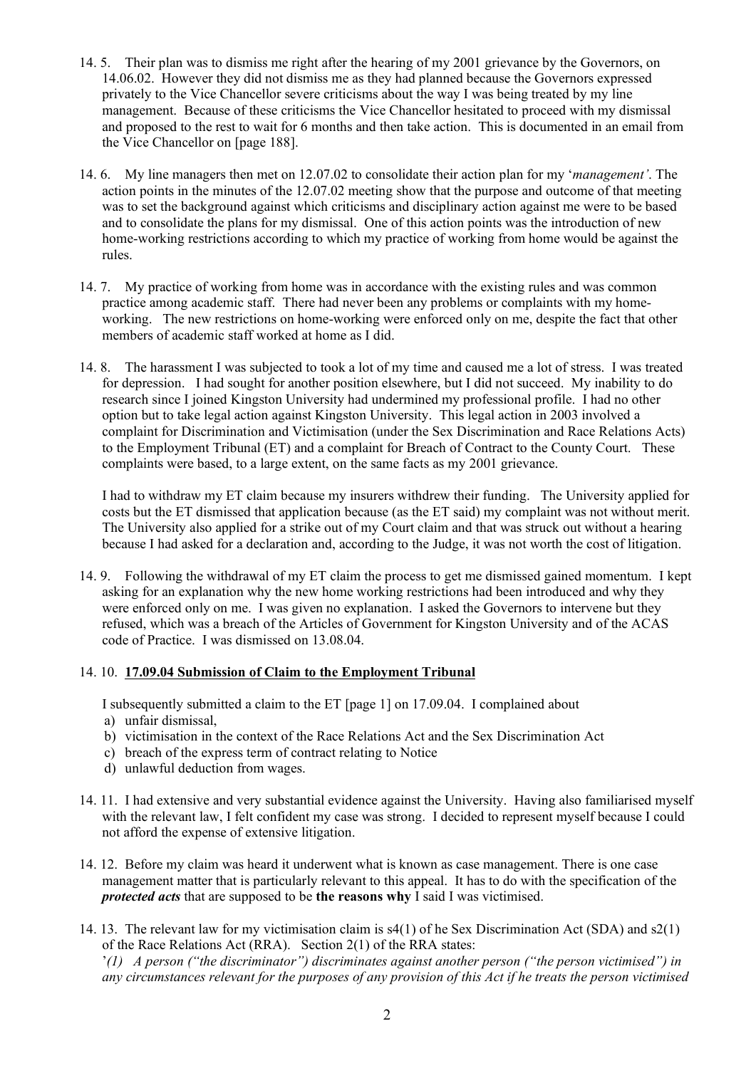14. 5. Their plan was to dismiss me right after the hearing of my 2001 grievance by the Governors, on 14.06.02. However they did not dismiss me as they had planned because the Governors expressed privately to the Vice Chancellor severe criticisms about the way I was being treated by my line management. Because of these criticisms the Vice Chancellor hesitated to proceed with my dismissal and proposed to the rest to wait for 6 months and then take action. This is documented in an email from the Vice Chancellor on [page 188].

14. 6. My line managers then met on 12.07.02 to consolidate their action plan for my '*management'*. The action points in the minutes of the 12.07.02 meeting show that the purpose and outcome of that meeting was to set the background against which criticisms and disciplinary action against me were to be based and to consolidate the plans for my dismissal. One of this action points was the introduction of new home-working restrictions according to which my practice of working from home would be against the rules.

14. 7. My practice of working from home was in accordance with the existing rules and was common practice among academic staff. There had never been any problems or complaints with my home-working. The new restrictions on home-working were enforced only on me, despite the fact that other members of academic staff worked at home as I did.

14. 8. The harassment I was subjected to took a lot of my time and caused me a lot of stress. I was treated for depression. I had sought for another position elsewhere, but I did not succeed. My inability to do research since I joined Kingston University had undermined my professional profile. I had no other option but to take legal action against Kingston University. This legal action in 2003 involved a complaint for Discrimination and Victimisation (under the Sex Discrimination and Race Relations Acts) to the Employment Tribunal (ET) and a complaint for Breach of Contract to the County Court. These complaints were based, to a large extent, on the same facts as my 2001 grievance.

I had to withdraw my ET claim because my insurers withdrew their funding. The University applied for costs but the ET dismissed that application because (as the ET said) my complaint was not without merit. The University also applied for a strike out of my Court claim and that was struck out without a hearing because I had asked for a declaration and, according to the Judge, it was not worth the cost of litigation.

14. 9. Following the withdrawal of my ET claim the process to get me dismissed gained momentum. I kept asking for an explanation why the new home working restrictions had been introduced and why they were enforced only on me. I was given no explanation. I asked the Governors to intervene but they refused, which was a breach of the Articles of Government for Kingston University and of the ACAS code of Practice. I was dismissed on 13.08.04.

14. 10. **17.09.04 Submission of Claim to the Employment Tribunal**

I subsequently submitted a claim to the ET [page 1] on 17.09.04. I complained about

a) unfair dismissal,
b) victimisation in the context of the Race Relations Act and the Sex Discrimination Act
c) breach of the express term of contract relating to Notice
d) unlawful deduction from wages.

14. 11. I had extensive and very substantial evidence against the University. Having also familiarised myself with the relevant law, I felt confident my case was strong. I decided to represent myself because I could not afford the expense of extensive litigation.

14. 12. Before my claim was heard it underwent what is known as case management. There is one case management matter that is particularly relevant to this appeal. It has to do with the specification of the ***protected acts*** that are supposed to be **the reasons why** I said I was victimised.

14. 13. The relevant law for my victimisation claim is s4(1) of he Sex Discrimination Act (SDA) and s2(1) of the Race Relations Act (RRA). Section 2(1) of the RRA states:
'*(1) A person ("the discriminator") discriminates against another person ("the person victimised") in any circumstances relevant for the purposes of any provision of this Act if he treats the person victimised*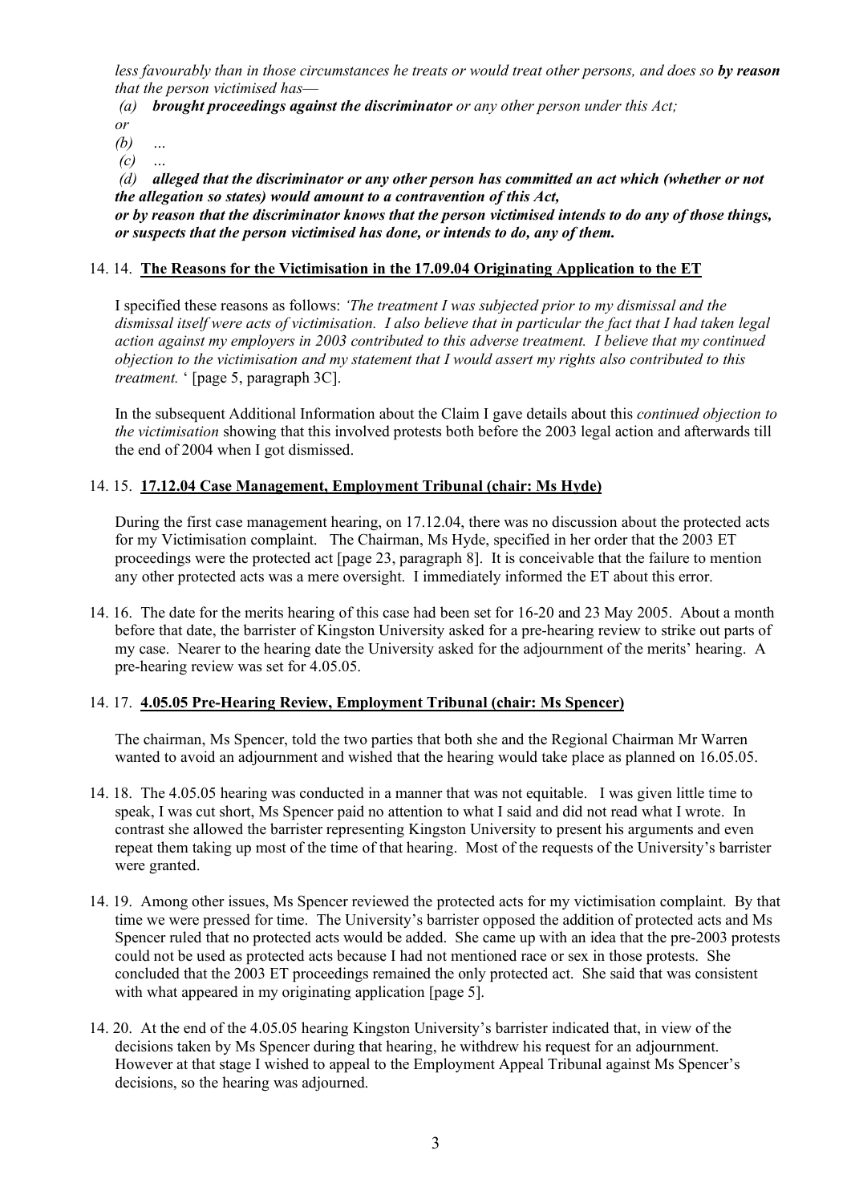*less favourably than in those circumstances he treats or would treat other persons, and does so* ***by reason*** *that the person victimised has—*

*(a)* ***brought proceedings against the discriminator*** *or any other person under this Act;*

*or*

*(b) ...*

*(c) ...*

*(d)* ***alleged that the discriminator or any other person has committed an act which (whether or not the allegation so states) would amount to a contravention of this Act,***

***or by reason that the discriminator knows that the person victimised intends to do any of those things, or suspects that the person victimised has done, or intends to do, any of them.***

14. 14. **The Reasons for the Victimisation in the 17.09.04 Originating Application to the ET**

I specified these reasons as follows: *'The treatment I was subjected prior to my dismissal and the dismissal itself were acts of victimisation. I also believe that in particular the fact that I had taken legal action against my employers in 2003 contributed to this adverse treatment. I believe that my continued objection to the victimisation and my statement that I would assert my rights also contributed to this treatment.* ' [page 5, paragraph 3C].

In the subsequent Additional Information about the Claim I gave details about this *continued objection to the victimisation* showing that this involved protests both before the 2003 legal action and afterwards till the end of 2004 when I got dismissed.

14. 15. **17.12.04 Case Management, Employment Tribunal (chair: Ms Hyde)**

During the first case management hearing, on 17.12.04, there was no discussion about the protected acts for my Victimisation complaint. The Chairman, Ms Hyde, specified in her order that the 2003 ET proceedings were the protected act [page 23, paragraph 8]. It is conceivable that the failure to mention any other protected acts was a mere oversight. I immediately informed the ET about this error.

14. 16. The date for the merits hearing of this case had been set for 16-20 and 23 May 2005. About a month before that date, the barrister of Kingston University asked for a pre-hearing review to strike out parts of my case. Nearer to the hearing date the University asked for the adjournment of the merits' hearing. A pre-hearing review was set for 4.05.05.

14. 17. **4.05.05 Pre-Hearing Review, Employment Tribunal (chair: Ms Spencer)**

The chairman, Ms Spencer, told the two parties that both she and the Regional Chairman Mr Warren wanted to avoid an adjournment and wished that the hearing would take place as planned on 16.05.05.

14. 18. The 4.05.05 hearing was conducted in a manner that was not equitable. I was given little time to speak, I was cut short, Ms Spencer paid no attention to what I said and did not read what I wrote. In contrast she allowed the barrister representing Kingston University to present his arguments and even repeat them taking up most of the time of that hearing. Most of the requests of the University's barrister were granted.

14. 19. Among other issues, Ms Spencer reviewed the protected acts for my victimisation complaint. By that time we were pressed for time. The University's barrister opposed the addition of protected acts and Ms Spencer ruled that no protected acts would be added. She came up with an idea that the pre-2003 protests could not be used as protected acts because I had not mentioned race or sex in those protests. She concluded that the 2003 ET proceedings remained the only protected act. She said that was consistent with what appeared in my originating application [page 5].

14. 20. At the end of the 4.05.05 hearing Kingston University's barrister indicated that, in view of the decisions taken by Ms Spencer during that hearing, he withdrew his request for an adjournment. However at that stage I wished to appeal to the Employment Appeal Tribunal against Ms Spencer's decisions, so the hearing was adjourned.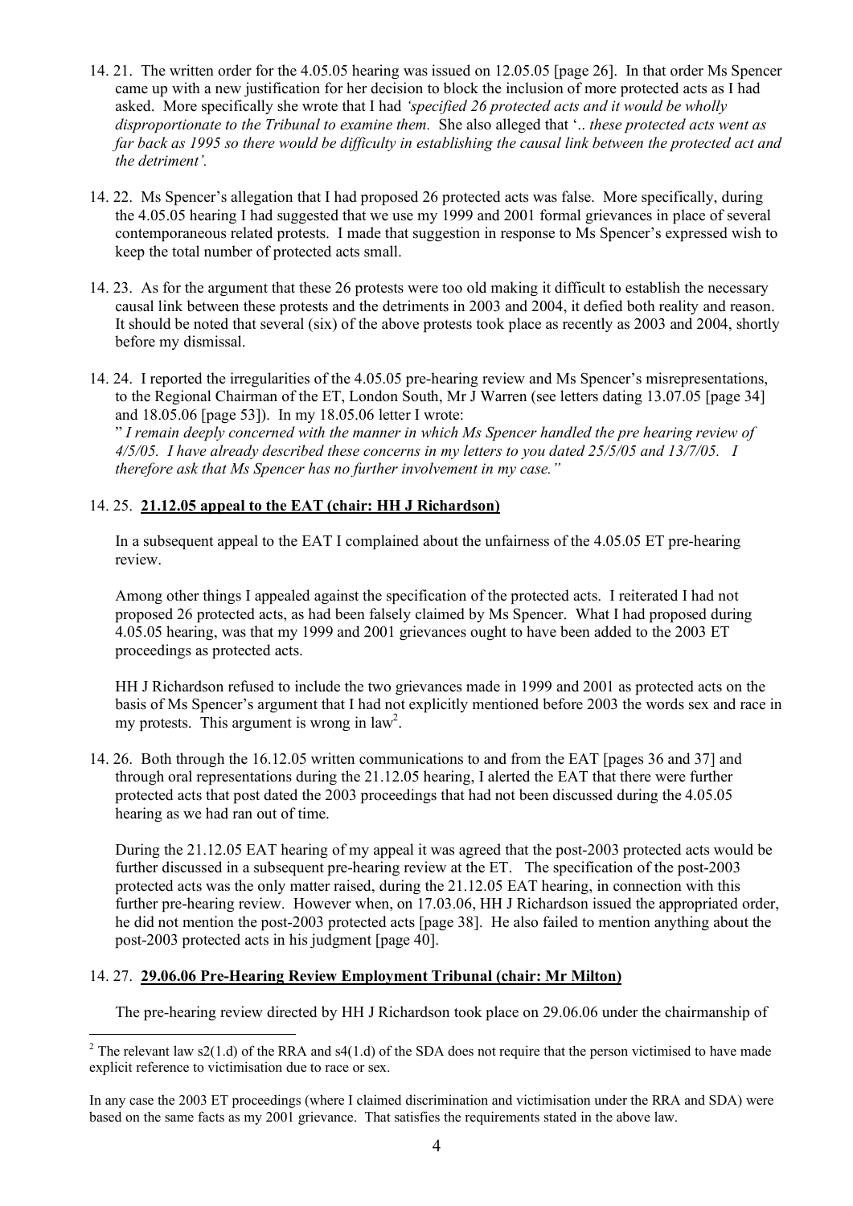14. 21. The written order for the 4.05.05 hearing was issued on 12.05.05 [page 26]. In that order Ms Spencer came up with a new justification for her decision to block the inclusion of more protected acts as I had asked. More specifically she wrote that I had *'specified 26 protected acts and it would be wholly disproportionate to the Tribunal to examine them.* She also alleged that '.. *these protected acts went as far back as 1995 so there would be difficulty in establishing the causal link between the protected act and the detriment'.*

14. 22. Ms Spencer's allegation that I had proposed 26 protected acts was false. More specifically, during the 4.05.05 hearing I had suggested that we use my 1999 and 2001 formal grievances in place of several contemporaneous related protests. I made that suggestion in response to Ms Spencer's expressed wish to keep the total number of protected acts small.

14. 23. As for the argument that these 26 protests were too old making it difficult to establish the necessary causal link between these protests and the detriments in 2003 and 2004, it defied both reality and reason. It should be noted that several (six) of the above protests took place as recently as 2003 and 2004, shortly before my dismissal.

14. 24. I reported the irregularities of the 4.05.05 pre-hearing review and Ms Spencer's misrepresentations, to the Regional Chairman of the ET, London South, Mr J Warren (see letters dating 13.07.05 [page 34] and 18.05.06 [page 53]). In my 18.05.06 letter I wrote:
" *I remain deeply concerned with the manner in which Ms Spencer handled the pre hearing review of 4/5/05. I have already described these concerns in my letters to you dated 25/5/05 and 13/7/05. I therefore ask that Ms Spencer has no further involvement in my case."*

14. 25. **21.12.05 appeal to the EAT (chair: HH J Richardson)**

In a subsequent appeal to the EAT I complained about the unfairness of the 4.05.05 ET pre-hearing review.

Among other things I appealed against the specification of the protected acts. I reiterated I had not proposed 26 protected acts, as had been falsely claimed by Ms Spencer. What I had proposed during 4.05.05 hearing, was that my 1999 and 2001 grievances ought to have been added to the 2003 ET proceedings as protected acts.

HH J Richardson refused to include the two grievances made in 1999 and 2001 as protected acts on the basis of Ms Spencer's argument that I had not explicitly mentioned before 2003 the words sex and race in my protests. This argument is wrong in law[2].

14. 26. Both through the 16.12.05 written communications to and from the EAT [pages 36 and 37] and through oral representations during the 21.12.05 hearing, I alerted the EAT that there were further protected acts that post dated the 2003 proceedings that had not been discussed during the 4.05.05 hearing as we had ran out of time.

During the 21.12.05 EAT hearing of my appeal it was agreed that the post-2003 protected acts would be further discussed in a subsequent pre-hearing review at the ET. The specification of the post-2003 protected acts was the only matter raised, during the 21.12.05 EAT hearing, in connection with this further pre-hearing review. However when, on 17.03.06, HH J Richardson issued the appropriated order, he did not mention the post-2003 protected acts [page 38]. He also failed to mention anything about the post-2003 protected acts in his judgment [page 40].

14. 27. **29.06.06 Pre-Hearing Review Employment Tribunal (chair: Mr Milton)**

The pre-hearing review directed by HH J Richardson took place on 29.06.06 under the chairmanship of

---

[2] The relevant law s2(1.d) of the RRA and s4(1.d) of the SDA does not require that the person victimised to have made explicit reference to victimisation due to race or sex.

In any case the 2003 ET proceedings (where I claimed discrimination and victimisation under the RRA and SDA) were based on the same facts as my 2001 grievance. That satisfies the requirements stated in the above law.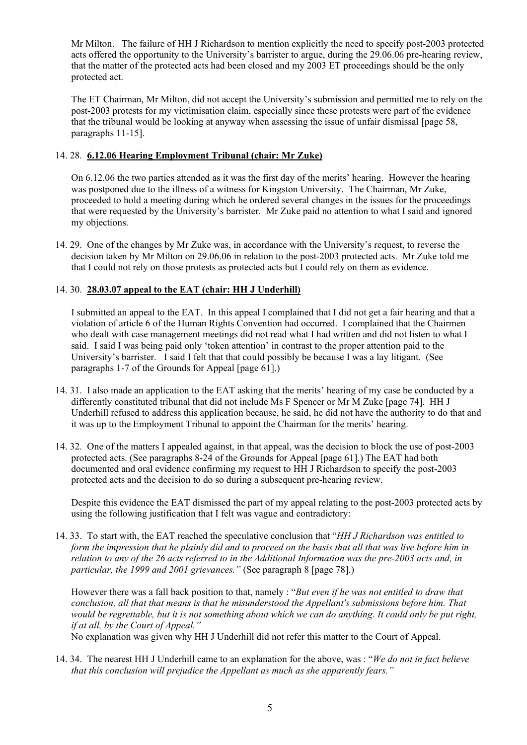Mr Milton. The failure of HH J Richardson to mention explicitly the need to specify post-2003 protected acts offered the opportunity to the University's barrister to argue, during the 29.06.06 pre-hearing review, that the matter of the protected acts had been closed and my 2003 ET proceedings should be the only protected act.

The ET Chairman, Mr Milton, did not accept the University's submission and permitted me to rely on the post-2003 protests for my victimisation claim, especially since these protests were part of the evidence that the tribunal would be looking at anyway when assessing the issue of unfair dismissal [page 58, paragraphs 11-15].

14. 28. **<u>6.12.06 Hearing Employment Tribunal (chair: Mr Zuke)</u>**

On 6.12.06 the two parties attended as it was the first day of the merits' hearing. However the hearing was postponed due to the illness of a witness for Kingston University. The Chairman, Mr Zuke, proceeded to hold a meeting during which he ordered several changes in the issues for the proceedings that were requested by the University's barrister. Mr Zuke paid no attention to what I said and ignored my objections.

14. 29. One of the changes by Mr Zuke was, in accordance with the University's request, to reverse the decision taken by Mr Milton on 29.06.06 in relation to the post-2003 protected acts. Mr Zuke told me that I could not rely on those protests as protected acts but I could rely on them as evidence.

14. 30. **<u>28.03.07 appeal to the EAT (chair: HH J Underhill)</u>**

I submitted an appeal to the EAT. In this appeal I complained that I did not get a fair hearing and that a violation of article 6 of the Human Rights Convention had occurred. I complained that the Chairmen who dealt with case management meetings did not read what I had written and did not listen to what I said. I said I was being paid only 'token attention' in contrast to the proper attention paid to the University's barrister. I said I felt that that could possibly be because I was a lay litigant. (See paragraphs 1-7 of the Grounds for Appeal [page 61].)

14. 31. I also made an application to the EAT asking that the merits' hearing of my case be conducted by a differently constituted tribunal that did not include Ms F Spencer or Mr M Zuke [page 74]. HH J Underhill refused to address this application because, he said, he did not have the authority to do that and it was up to the Employment Tribunal to appoint the Chairman for the merits' hearing.

14. 32. One of the matters I appealed against, in that appeal, was the decision to block the use of post-2003 protected acts. (See paragraphs 8-24 of the Grounds for Appeal [page 61].) The EAT had both documented and oral evidence confirming my request to HH J Richardson to specify the post-2003 protected acts and the decision to do so during a subsequent pre-hearing review.

Despite this evidence the EAT dismissed the part of my appeal relating to the post-2003 protected acts by using the following justification that I felt was vague and contradictory:

14. 33. To start with, the EAT reached the speculative conclusion that "*HH J Richardson was entitled to form the impression that he plainly did and to proceed on the basis that all that was live before him in relation to any of the 26 acts referred to in the Additional Information was the pre-2003 acts and, in particular, the 1999 and 2001 grievances.*" (See paragraph 8 [page 78].)

However there was a fall back position to that, namely : "*But even if he was not entitled to draw that conclusion, all that that means is that he misunderstood the Appellant's submissions before him. That would be regrettable, but it is not something about which we can do anything. It could only be put right, if at all, by the Court of Appeal.*"
No explanation was given why HH J Underhill did not refer this matter to the Court of Appeal.

14. 34. The nearest HH J Underhill came to an explanation for the above, was : "*We do not in fact believe that this conclusion will prejudice the Appellant as much as she apparently fears.*"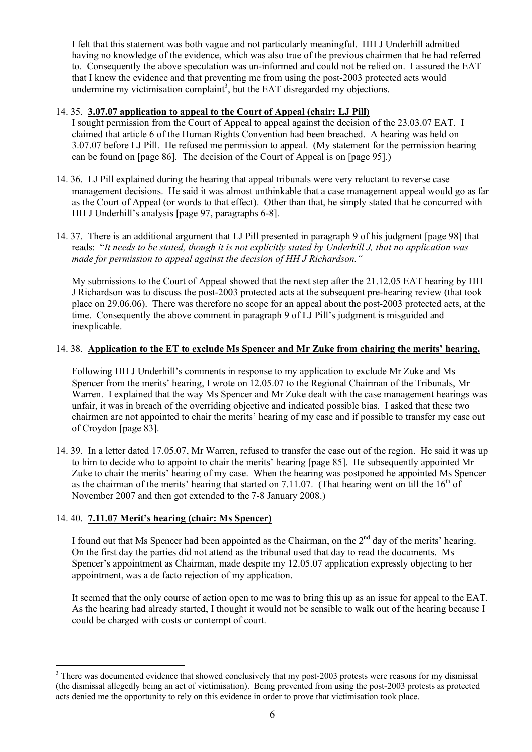I felt that this statement was both vague and not particularly meaningful. HH J Underhill admitted having no knowledge of the evidence, which was also true of the previous chairmen that he had referred to. Consequently the above speculation was un-informed and could not be relied on. I assured the EAT that I knew the evidence and that preventing me from using the post-2003 protected acts would undermine my victimisation complaint[3], but the EAT disregarded my objections.

14. 35. **3.07.07 application to appeal to the Court of Appeal (chair: LJ Pill)**

I sought permission from the Court of Appeal to appeal against the decision of the 23.03.07 EAT. I claimed that article 6 of the Human Rights Convention had been breached. A hearing was held on 3.07.07 before LJ Pill. He refused me permission to appeal. (My statement for the permission hearing can be found on [page 86]. The decision of the Court of Appeal is on [page 95].)

14. 36. LJ Pill explained during the hearing that appeal tribunals were very reluctant to reverse case management decisions. He said it was almost unthinkable that a case management appeal would go as far as the Court of Appeal (or words to that effect). Other than that, he simply stated that he concurred with HH J Underhill's analysis [page 97, paragraphs 6-8].

14. 37. There is an additional argument that LJ Pill presented in paragraph 9 of his judgment [page 98] that reads: "*It needs to be stated, though it is not explicitly stated by Underhill J, that no application was made for permission to appeal against the decision of HH J Richardson.*"

My submissions to the Court of Appeal showed that the next step after the 21.12.05 EAT hearing by HH J Richardson was to discuss the post-2003 protected acts at the subsequent pre-hearing review (that took place on 29.06.06). There was therefore no scope for an appeal about the post-2003 protected acts, at the time. Consequently the above comment in paragraph 9 of LJ Pill's judgment is misguided and inexplicable.

14. 38. **Application to the ET to exclude Ms Spencer and Mr Zuke from chairing the merits' hearing.**

Following HH J Underhill's comments in response to my application to exclude Mr Zuke and Ms Spencer from the merits' hearing, I wrote on 12.05.07 to the Regional Chairman of the Tribunals, Mr Warren. I explained that the way Ms Spencer and Mr Zuke dealt with the case management hearings was unfair, it was in breach of the overriding objective and indicated possible bias. I asked that these two chairmen are not appointed to chair the merits' hearing of my case and if possible to transfer my case out of Croydon [page 83].

14. 39. In a letter dated 17.05.07, Mr Warren, refused to transfer the case out of the region. He said it was up to him to decide who to appoint to chair the merits' hearing [page 85]. He subsequently appointed Mr Zuke to chair the merits' hearing of my case. When the hearing was postponed he appointed Ms Spencer as the chairman of the merits' hearing that started on 7.11.07. (That hearing went on till the 16th of November 2007 and then got extended to the 7-8 January 2008.)

14. 40. **7.11.07 Merit's hearing (chair: Ms Spencer)**

I found out that Ms Spencer had been appointed as the Chairman, on the 2nd day of the merits' hearing. On the first day the parties did not attend as the tribunal used that day to read the documents. Ms Spencer's appointment as Chairman, made despite my 12.05.07 application expressly objecting to her appointment, was a de facto rejection of my application.

It seemed that the only course of action open to me was to bring this up as an issue for appeal to the EAT. As the hearing had already started, I thought it would not be sensible to walk out of the hearing because I could be charged with costs or contempt of court.

[3] There was documented evidence that showed conclusively that my post-2003 protests were reasons for my dismissal (the dismissal allegedly being an act of victimisation). Being prevented from using the post-2003 protests as protected acts denied me the opportunity to rely on this evidence in order to prove that victimisation took place.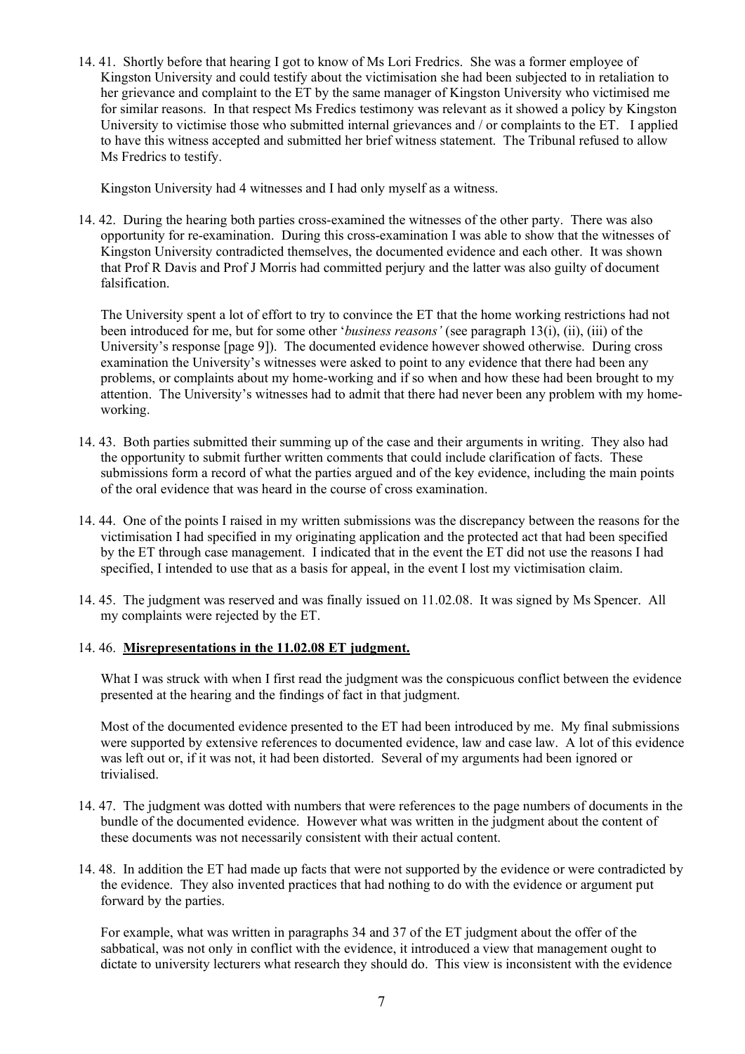14\. 41. Shortly before that hearing I got to know of Ms Lori Fredrics. She was a former employee of Kingston University and could testify about the victimisation she had been subjected to in retaliation to her grievance and complaint to the ET by the same manager of Kingston University who victimised me for similar reasons. In that respect Ms Fredics testimony was relevant as it showed a policy by Kingston University to victimise those who submitted internal grievances and / or complaints to the ET. I applied to have this witness accepted and submitted her brief witness statement. The Tribunal refused to allow Ms Fredrics to testify.

Kingston University had 4 witnesses and I had only myself as a witness.

14\. 42. During the hearing both parties cross-examined the witnesses of the other party. There was also opportunity for re-examination. During this cross-examination I was able to show that the witnesses of Kingston University contradicted themselves, the documented evidence and each other. It was shown that Prof R Davis and Prof J Morris had committed perjury and the latter was also guilty of document falsification.

The University spent a lot of effort to try to convince the ET that the home working restrictions had not been introduced for me, but for some other '*business reasons*' (see paragraph 13(i), (ii), (iii) of the University's response [page 9]). The documented evidence however showed otherwise. During cross examination the University's witnesses were asked to point to any evidence that there had been any problems, or complaints about my home-working and if so when and how these had been brought to my attention. The University's witnesses had to admit that there had never been any problem with my home-working.

14\. 43. Both parties submitted their summing up of the case and their arguments in writing. They also had the opportunity to submit further written comments that could include clarification of facts. These submissions form a record of what the parties argued and of the key evidence, including the main points of the oral evidence that was heard in the course of cross examination.

14\. 44. One of the points I raised in my written submissions was the discrepancy between the reasons for the victimisation I had specified in my originating application and the protected act that had been specified by the ET through case management. I indicated that in the event the ET did not use the reasons I had specified, I intended to use that as a basis for appeal, in the event I lost my victimisation claim.

14\. 45. The judgment was reserved and was finally issued on 11.02.08. It was signed by Ms Spencer. All my complaints were rejected by the ET.

14\. 46. **<u>Misrepresentations in the 11.02.08 ET judgment.</u>**

What I was struck with when I first read the judgment was the conspicuous conflict between the evidence presented at the hearing and the findings of fact in that judgment.

Most of the documented evidence presented to the ET had been introduced by me. My final submissions were supported by extensive references to documented evidence, law and case law. A lot of this evidence was left out or, if it was not, it had been distorted. Several of my arguments had been ignored or trivialised.

14\. 47. The judgment was dotted with numbers that were references to the page numbers of documents in the bundle of the documented evidence. However what was written in the judgment about the content of these documents was not necessarily consistent with their actual content.

14\. 48. In addition the ET had made up facts that were not supported by the evidence or were contradicted by the evidence. They also invented practices that had nothing to do with the evidence or argument put forward by the parties.

For example, what was written in paragraphs 34 and 37 of the ET judgment about the offer of the sabbatical, was not only in conflict with the evidence, it introduced a view that management ought to dictate to university lecturers what research they should do. This view is inconsistent with the evidence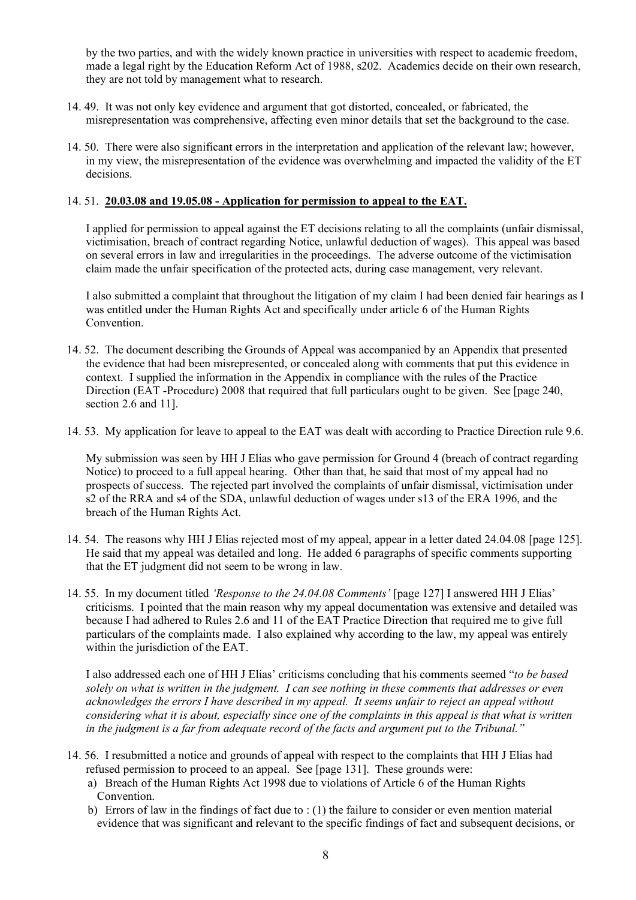by the two parties, and with the widely known practice in universities with respect to academic freedom, made a legal right by the Education Reform Act of 1988, s202. Academics decide on their own research, they are not told by management what to research.

14. 49. It was not only key evidence and argument that got distorted, concealed, or fabricated, the misrepresentation was comprehensive, affecting even minor details that set the background to the case.

14. 50. There were also significant errors in the interpretation and application of the relevant law; however, in my view, the misrepresentation of the evidence was overwhelming and impacted the validity of the ET decisions.

14. 51. **<u>20.03.08 and 19.05.08 - Application for permission to appeal to the EAT.</u>**

I applied for permission to appeal against the ET decisions relating to all the complaints (unfair dismissal, victimisation, breach of contract regarding Notice, unlawful deduction of wages). This appeal was based on several errors in law and irregularities in the proceedings. The adverse outcome of the victimisation claim made the unfair specification of the protected acts, during case management, very relevant.

I also submitted a complaint that throughout the litigation of my claim I had been denied fair hearings as I was entitled under the Human Rights Act and specifically under article 6 of the Human Rights Convention.

14. 52. The document describing the Grounds of Appeal was accompanied by an Appendix that presented the evidence that had been misrepresented, or concealed along with comments that put this evidence in context. I supplied the information in the Appendix in compliance with the rules of the Practice Direction (EAT -Procedure) 2008 that required that full particulars ought to be given. See [page 240, section 2.6 and 11].

14. 53. My application for leave to appeal to the EAT was dealt with according to Practice Direction rule 9.6.

My submission was seen by HH J Elias who gave permission for Ground 4 (breach of contract regarding Notice) to proceed to a full appeal hearing. Other than that, he said that most of my appeal had no prospects of success. The rejected part involved the complaints of unfair dismissal, victimisation under s2 of the RRA and s4 of the SDA, unlawful deduction of wages under s13 of the ERA 1996, and the breach of the Human Rights Act.

14. 54. The reasons why HH J Elias rejected most of my appeal, appear in a letter dated 24.04.08 [page 125]. He said that my appeal was detailed and long. He added 6 paragraphs of specific comments supporting that the ET judgment did not seem to be wrong in law.

14. 55. In my document titled *'Response to the 24.04.08 Comments'* [page 127] I answered HH J Elias' criticisms. I pointed that the main reason why my appeal documentation was extensive and detailed was because I had adhered to Rules 2.6 and 11 of the EAT Practice Direction that required me to give full particulars of the complaints made. I also explained why according to the law, my appeal was entirely within the jurisdiction of the EAT.

I also addressed each one of HH J Elias' criticisms concluding that his comments seemed "*to be based solely on what is written in the judgment. I can see nothing in these comments that addresses or even acknowledges the errors I have described in my appeal. It seems unfair to reject an appeal without considering what it is about, especially since one of the complaints in this appeal is that what is written in the judgment is a far from adequate record of the facts and argument put to the Tribunal.*"

14. 56. I resubmitted a notice and grounds of appeal with respect to the complaints that HH J Elias had refused permission to proceed to an appeal. See [page 131]. These grounds were:

a) Breach of the Human Rights Act 1998 due to violations of Article 6 of the Human Rights Convention.
b) Errors of law in the findings of fact due to : (1) the failure to consider or even mention material evidence that was significant and relevant to the specific findings of fact and subsequent decisions, or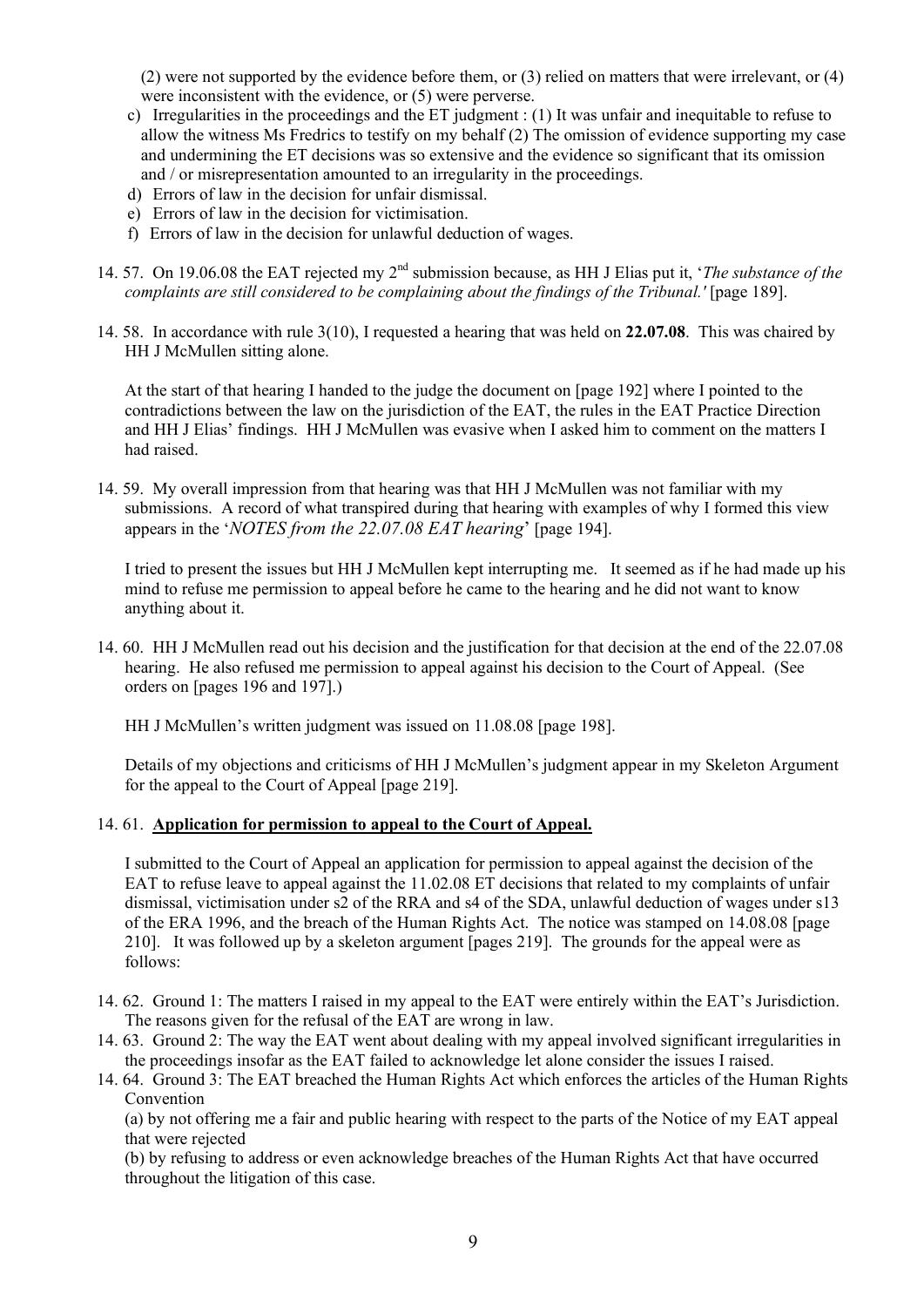(2) were not supported by the evidence before them, or (3) relied on matters that were irrelevant, or (4) were inconsistent with the evidence, or (5) were perverse.

c) Irregularities in the proceedings and the ET judgment : (1) It was unfair and inequitable to refuse to allow the witness Ms Fredrics to testify on my behalf (2) The omission of evidence supporting my case and undermining the ET decisions was so extensive and the evidence so significant that its omission and / or misrepresentation amounted to an irregularity in the proceedings.

d) Errors of law in the decision for unfair dismissal.

e) Errors of law in the decision for victimisation.

f) Errors of law in the decision for unlawful deduction of wages.

14. 57. On 19.06.08 the EAT rejected my 2nd submission because, as HH J Elias put it, '*The substance of the complaints are still considered to be complaining about the findings of the Tribunal.'* [page 189].

14. 58. In accordance with rule 3(10), I requested a hearing that was held on **22.07.08**. This was chaired by HH J McMullen sitting alone.

At the start of that hearing I handed to the judge the document on [page 192] where I pointed to the contradictions between the law on the jurisdiction of the EAT, the rules in the EAT Practice Direction and HH J Elias' findings. HH J McMullen was evasive when I asked him to comment on the matters I had raised.

14. 59. My overall impression from that hearing was that HH J McMullen was not familiar with my submissions. A record of what transpired during that hearing with examples of why I formed this view appears in the '*NOTES from the 22.07.08 EAT hearing*' [page 194].

I tried to present the issues but HH J McMullen kept interrupting me. It seemed as if he had made up his mind to refuse me permission to appeal before he came to the hearing and he did not want to know anything about it.

14. 60. HH J McMullen read out his decision and the justification for that decision at the end of the 22.07.08 hearing. He also refused me permission to appeal against his decision to the Court of Appeal. (See orders on [pages 196 and 197].)

HH J McMullen's written judgment was issued on 11.08.08 [page 198].

Details of my objections and criticisms of HH J McMullen's judgment appear in my Skeleton Argument for the appeal to the Court of Appeal [page 219].

14. 61. **Application for permission to appeal to the Court of Appeal.**

I submitted to the Court of Appeal an application for permission to appeal against the decision of the EAT to refuse leave to appeal against the 11.02.08 ET decisions that related to my complaints of unfair dismissal, victimisation under s2 of the RRA and s4 of the SDA, unlawful deduction of wages under s13 of the ERA 1996, and the breach of the Human Rights Act. The notice was stamped on 14.08.08 [page 210]. It was followed up by a skeleton argument [pages 219]. The grounds for the appeal were as follows:

14. 62. Ground 1: The matters I raised in my appeal to the EAT were entirely within the EAT's Jurisdiction. The reasons given for the refusal of the EAT are wrong in law.

14. 63. Ground 2: The way the EAT went about dealing with my appeal involved significant irregularities in the proceedings insofar as the EAT failed to acknowledge let alone consider the issues I raised.

14. 64. Ground 3: The EAT breached the Human Rights Act which enforces the articles of the Human Rights Convention

(a) by not offering me a fair and public hearing with respect to the parts of the Notice of my EAT appeal that were rejected

(b) by refusing to address or even acknowledge breaches of the Human Rights Act that have occurred throughout the litigation of this case.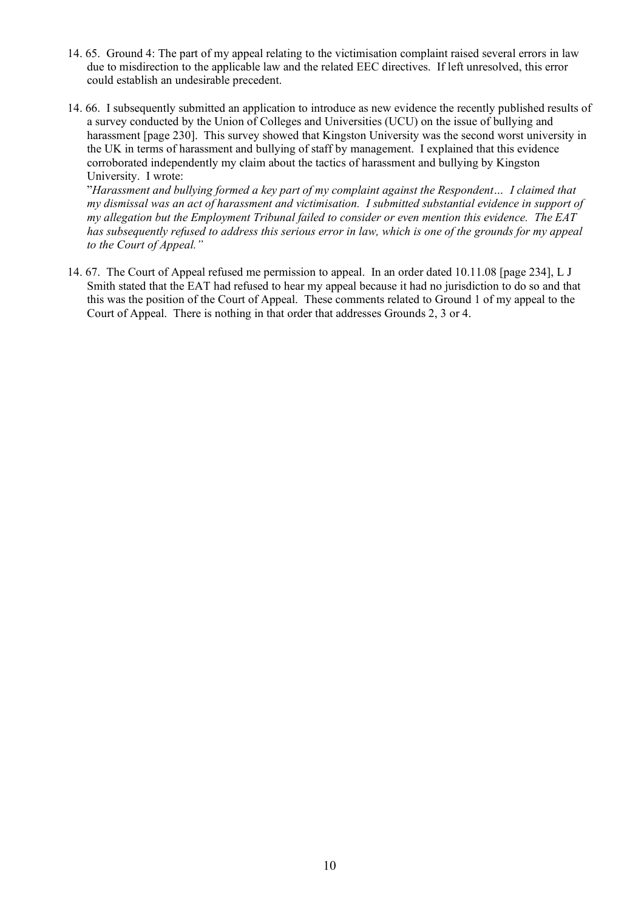14. 65. Ground 4: The part of my appeal relating to the victimisation complaint raised several errors in law due to misdirection to the applicable law and the related EEC directives. If left unresolved, this error could establish an undesirable precedent.

14. 66. I subsequently submitted an application to introduce as new evidence the recently published results of a survey conducted by the Union of Colleges and Universities (UCU) on the issue of bullying and harassment [page 230]. This survey showed that Kingston University was the second worst university in the UK in terms of harassment and bullying of staff by management. I explained that this evidence corroborated independently my claim about the tactics of harassment and bullying by Kingston University. I wrote:
"*Harassment and bullying formed a key part of my complaint against the Respondent… I claimed that my dismissal was an act of harassment and victimisation. I submitted substantial evidence in support of my allegation but the Employment Tribunal failed to consider or even mention this evidence. The EAT has subsequently refused to address this serious error in law, which is one of the grounds for my appeal to the Court of Appeal.*"

14. 67. The Court of Appeal refused me permission to appeal. In an order dated 10.11.08 [page 234], L J Smith stated that the EAT had refused to hear my appeal because it had no jurisdiction to do so and that this was the position of the Court of Appeal. These comments related to Ground 1 of my appeal to the Court of Appeal. There is nothing in that order that addresses Grounds 2, 3 or 4.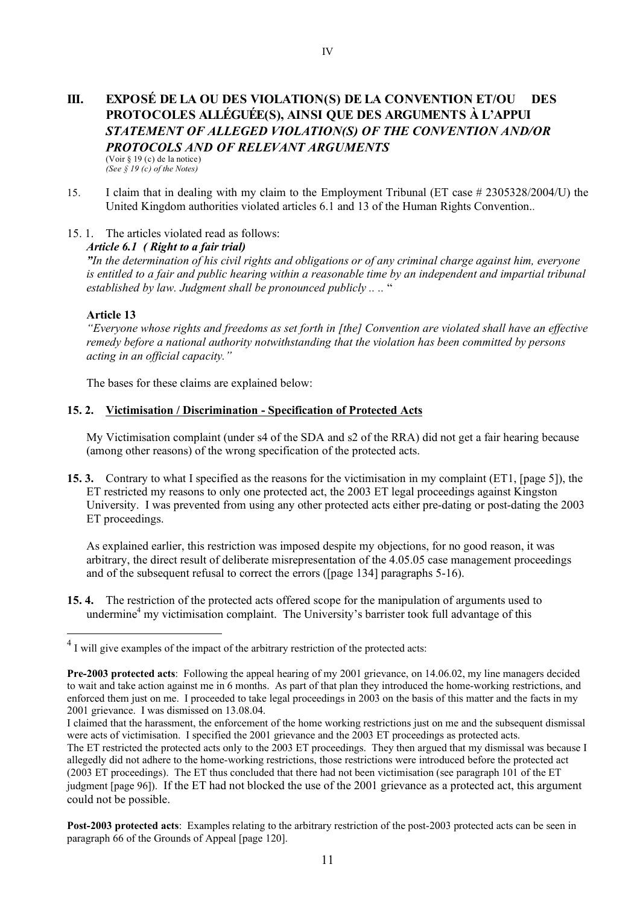## III. EXPOSÉ DE LA OU DES VIOLATION(S) DE LA CONVENTION ET/OU DES PROTOCOLES ALLÉGUÉE(S), AINSI QUE DES ARGUMENTS À L'APPUI *STATEMENT OF ALLEGED VIOLATION(S) OF THE CONVENTION AND/OR PROTOCOLS AND OF RELEVANT ARGUMENTS*

(Voir § 19 (c) de la notice)
*(See § 19 (c) of the Notes)*

15. I claim that in dealing with my claim to the Employment Tribunal (ET case # 2305328/2004/U) the United Kingdom authorities violated articles 6.1 and 13 of the Human Rights Convention..

15. 1. The articles violated read as follows:

***Article 6.1 ( Right to a fair trial)***

*"In the determination of his civil rights and obligations or of any criminal charge against him, everyone is entitled to a fair and public hearing within a reasonable time by an independent and impartial tribunal established by law. Judgment shall be pronounced publicly .. ..* "

**Article 13**

*"Everyone whose rights and freedoms as set forth in [the] Convention are violated shall have an effective remedy before a national authority notwithstanding that the violation has been committed by persons acting in an official capacity."*

The bases for these claims are explained below:

**15. 2. <u>Victimisation / Discrimination - Specification of Protected Acts</u>**

My Victimisation complaint (under s4 of the SDA and s2 of the RRA) did not get a fair hearing because (among other reasons) of the wrong specification of the protected acts.

**15. 3.** Contrary to what I specified as the reasons for the victimisation in my complaint (ET1, [page 5]), the ET restricted my reasons to only one protected act, the 2003 ET legal proceedings against Kingston University. I was prevented from using any other protected acts either pre-dating or post-dating the 2003 ET proceedings.

As explained earlier, this restriction was imposed despite my objections, for no good reason, it was arbitrary, the direct result of deliberate misrepresentation of the 4.05.05 case management proceedings and of the subsequent refusal to correct the errors ([page 134] paragraphs 5-16).

**15. 4.** The restriction of the protected acts offered scope for the manipulation of arguments used to undermine[4] my victimisation complaint. The University's barrister took full advantage of this

---

[4] I will give examples of the impact of the arbitrary restriction of the protected acts:

**Pre-2003 protected acts**: Following the appeal hearing of my 2001 grievance, on 14.06.02, my line managers decided to wait and take action against me in 6 months. As part of that plan they introduced the home-working restrictions, and enforced them just on me. I proceeded to take legal proceedings in 2003 on the basis of this matter and the facts in my 2001 grievance. I was dismissed on 13.08.04.

I claimed that the harassment, the enforcement of the home working restrictions just on me and the subsequent dismissal were acts of victimisation. I specified the 2001 grievance and the 2003 ET proceedings as protected acts.

The ET restricted the protected acts only to the 2003 ET proceedings. They then argued that my dismissal was because I allegedly did not adhere to the home-working restrictions, those restrictions were introduced before the protected act (2003 ET proceedings). The ET thus concluded that there had not been victimisation (see paragraph 101 of the ET judgment [page 96]). If the ET had not blocked the use of the 2001 grievance as a protected act, this argument could not be possible.

**Post-2003 protected acts**: Examples relating to the arbitrary restriction of the post-2003 protected acts can be seen in paragraph 66 of the Grounds of Appeal [page 120].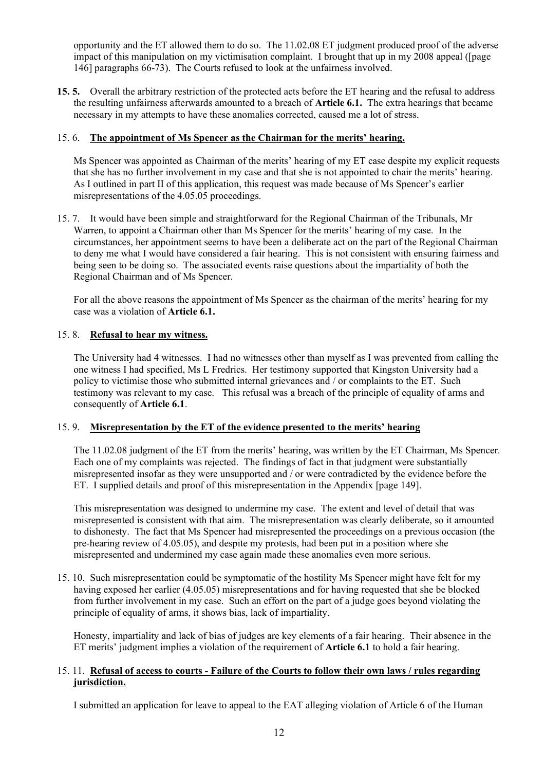opportunity and the ET allowed them to do so. The 11.02.08 ET judgment produced proof of the adverse impact of this manipulation on my victimisation complaint. I brought that up in my 2008 appeal ([page 146] paragraphs 66-73). The Courts refused to look at the unfairness involved.

**15. 5.** Overall the arbitrary restriction of the protected acts before the ET hearing and the refusal to address the resulting unfairness afterwards amounted to a breach of **Article 6.1.** The extra hearings that became necessary in my attempts to have these anomalies corrected, caused me a lot of stress.

15. 6. **The appointment of Ms Spencer as the Chairman for the merits' hearing.**

Ms Spencer was appointed as Chairman of the merits' hearing of my ET case despite my explicit requests that she has no further involvement in my case and that she is not appointed to chair the merits' hearing. As I outlined in part II of this application, this request was made because of Ms Spencer's earlier misrepresentations of the 4.05.05 proceedings.

15. 7. It would have been simple and straightforward for the Regional Chairman of the Tribunals, Mr Warren, to appoint a Chairman other than Ms Spencer for the merits' hearing of my case. In the circumstances, her appointment seems to have been a deliberate act on the part of the Regional Chairman to deny me what I would have considered a fair hearing. This is not consistent with ensuring fairness and being seen to be doing so. The associated events raise questions about the impartiality of both the Regional Chairman and of Ms Spencer.

For all the above reasons the appointment of Ms Spencer as the chairman of the merits' hearing for my case was a violation of **Article 6.1.**

15. 8. **Refusal to hear my witness.**

The University had 4 witnesses. I had no witnesses other than myself as I was prevented from calling the one witness I had specified, Ms L Fredrics. Her testimony supported that Kingston University had a policy to victimise those who submitted internal grievances and / or complaints to the ET. Such testimony was relevant to my case. This refusal was a breach of the principle of equality of arms and consequently of **Article 6.1**.

15. 9. **Misrepresentation by the ET of the evidence presented to the merits' hearing**

The 11.02.08 judgment of the ET from the merits' hearing, was written by the ET Chairman, Ms Spencer. Each one of my complaints was rejected. The findings of fact in that judgment were substantially misrepresented insofar as they were unsupported and / or were contradicted by the evidence before the ET. I supplied details and proof of this misrepresentation in the Appendix [page 149].

This misrepresentation was designed to undermine my case. The extent and level of detail that was misrepresented is consistent with that aim. The misrepresentation was clearly deliberate, so it amounted to dishonesty. The fact that Ms Spencer had misrepresented the proceedings on a previous occasion (the pre-hearing review of 4.05.05), and despite my protests, had been put in a position where she misrepresented and undermined my case again made these anomalies even more serious.

15. 10. Such misrepresentation could be symptomatic of the hostility Ms Spencer might have felt for my having exposed her earlier (4.05.05) misrepresentations and for having requested that she be blocked from further involvement in my case. Such an effort on the part of a judge goes beyond violating the principle of equality of arms, it shows bias, lack of impartiality.

Honesty, impartiality and lack of bias of judges are key elements of a fair hearing. Their absence in the ET merits' judgment implies a violation of the requirement of **Article 6.1** to hold a fair hearing.

15. 11. **Refusal of access to courts - Failure of the Courts to follow their own laws / rules regarding jurisdiction.**

I submitted an application for leave to appeal to the EAT alleging violation of Article 6 of the Human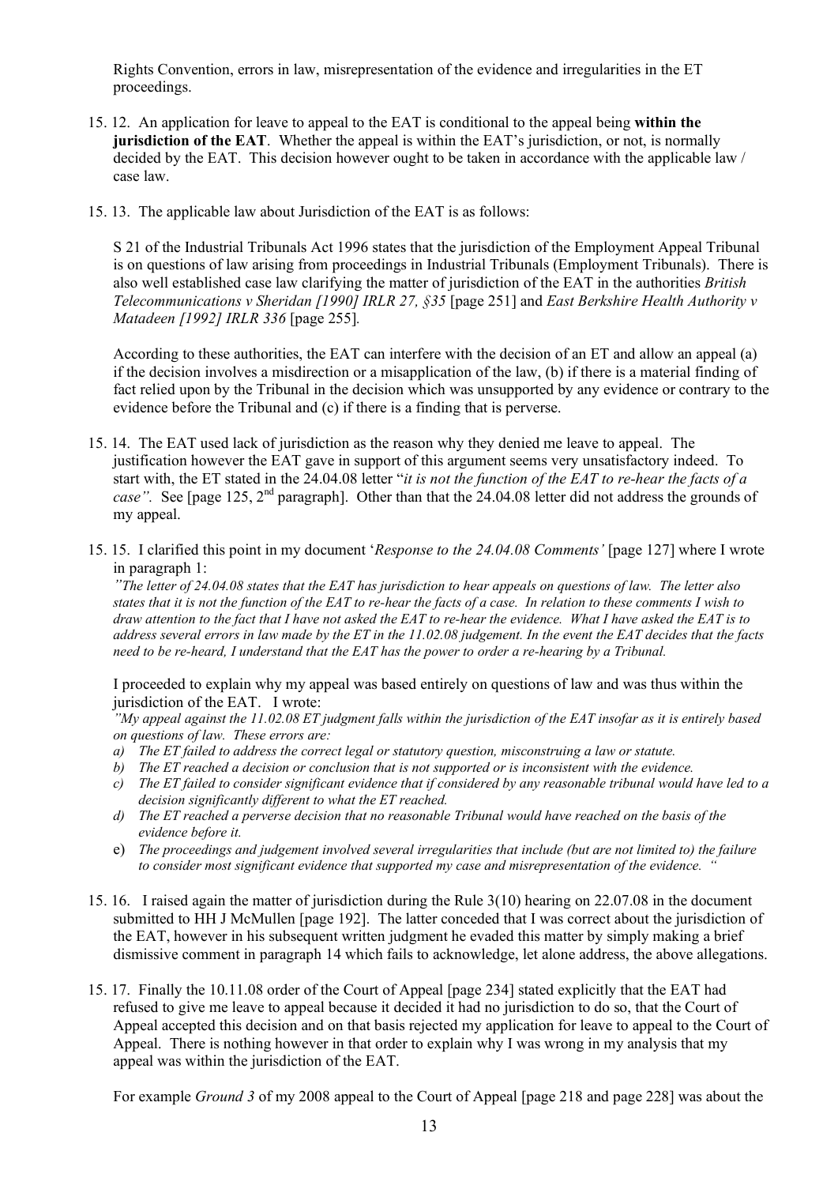Rights Convention, errors in law, misrepresentation of the evidence and irregularities in the ET proceedings.

15. 12. An application for leave to appeal to the EAT is conditional to the appeal being **within the jurisdiction of the EAT**. Whether the appeal is within the EAT's jurisdiction, or not, is normally decided by the EAT. This decision however ought to be taken in accordance with the applicable law / case law.

15. 13. The applicable law about Jurisdiction of the EAT is as follows:

S 21 of the Industrial Tribunals Act 1996 states that the jurisdiction of the Employment Appeal Tribunal is on questions of law arising from proceedings in Industrial Tribunals (Employment Tribunals). There is also well established case law clarifying the matter of jurisdiction of the EAT in the authorities *British Telecommunications v Sheridan [1990] IRLR 27, §35* [page 251] and *East Berkshire Health Authority v Matadeen [1992] IRLR 336* [page 255].

According to these authorities, the EAT can interfere with the decision of an ET and allow an appeal (a) if the decision involves a misdirection or a misapplication of the law, (b) if there is a material finding of fact relied upon by the Tribunal in the decision which was unsupported by any evidence or contrary to the evidence before the Tribunal and (c) if there is a finding that is perverse.

15. 14. The EAT used lack of jurisdiction as the reason why they denied me leave to appeal. The justification however the EAT gave in support of this argument seems very unsatisfactory indeed. To start with, the ET stated in the 24.04.08 letter "*it is not the function of the EAT to re-hear the facts of a case".* See [page 125, 2nd paragraph]. Other than that the 24.04.08 letter did not address the grounds of my appeal.

15. 15. I clarified this point in my document '*Response to the 24.04.08 Comments'* [page 127] where I wrote in paragraph 1:

*"The letter of 24.04.08 states that the EAT has jurisdiction to hear appeals on questions of law. The letter also states that it is not the function of the EAT to re-hear the facts of a case. In relation to these comments I wish to draw attention to the fact that I have not asked the EAT to re-hear the evidence. What I have asked the EAT is to address several errors in law made by the ET in the 11.02.08 judgement. In the event the EAT decides that the facts need to be re-heard, I understand that the EAT has the power to order a re-hearing by a Tribunal.*

I proceeded to explain why my appeal was based entirely on questions of law and was thus within the jurisdiction of the EAT. I wrote:

*"My appeal against the 11.02.08 ET judgment falls within the jurisdiction of the EAT insofar as it is entirely based on questions of law. These errors are:*

a) *The ET failed to address the correct legal or statutory question, misconstruing a law or statute.*
b) *The ET reached a decision or conclusion that is not supported or is inconsistent with the evidence.*
c) *The ET failed to consider significant evidence that if considered by any reasonable tribunal would have led to a decision significantly different to what the ET reached.*
d) *The ET reached a perverse decision that no reasonable Tribunal would have reached on the basis of the evidence before it.*
e) *The proceedings and judgement involved several irregularities that include (but are not limited to) the failure to consider most significant evidence that supported my case and misrepresentation of the evidence. "*

15. 16. I raised again the matter of jurisdiction during the Rule 3(10) hearing on 22.07.08 in the document submitted to HH J McMullen [page 192]. The latter conceded that I was correct about the jurisdiction of the EAT, however in his subsequent written judgment he evaded this matter by simply making a brief dismissive comment in paragraph 14 which fails to acknowledge, let alone address, the above allegations.

15. 17. Finally the 10.11.08 order of the Court of Appeal [page 234] stated explicitly that the EAT had refused to give me leave to appeal because it decided it had no jurisdiction to do so, that the Court of Appeal accepted this decision and on that basis rejected my application for leave to appeal to the Court of Appeal. There is nothing however in that order to explain why I was wrong in my analysis that my appeal was within the jurisdiction of the EAT.

For example *Ground 3* of my 2008 appeal to the Court of Appeal [page 218 and page 228] was about the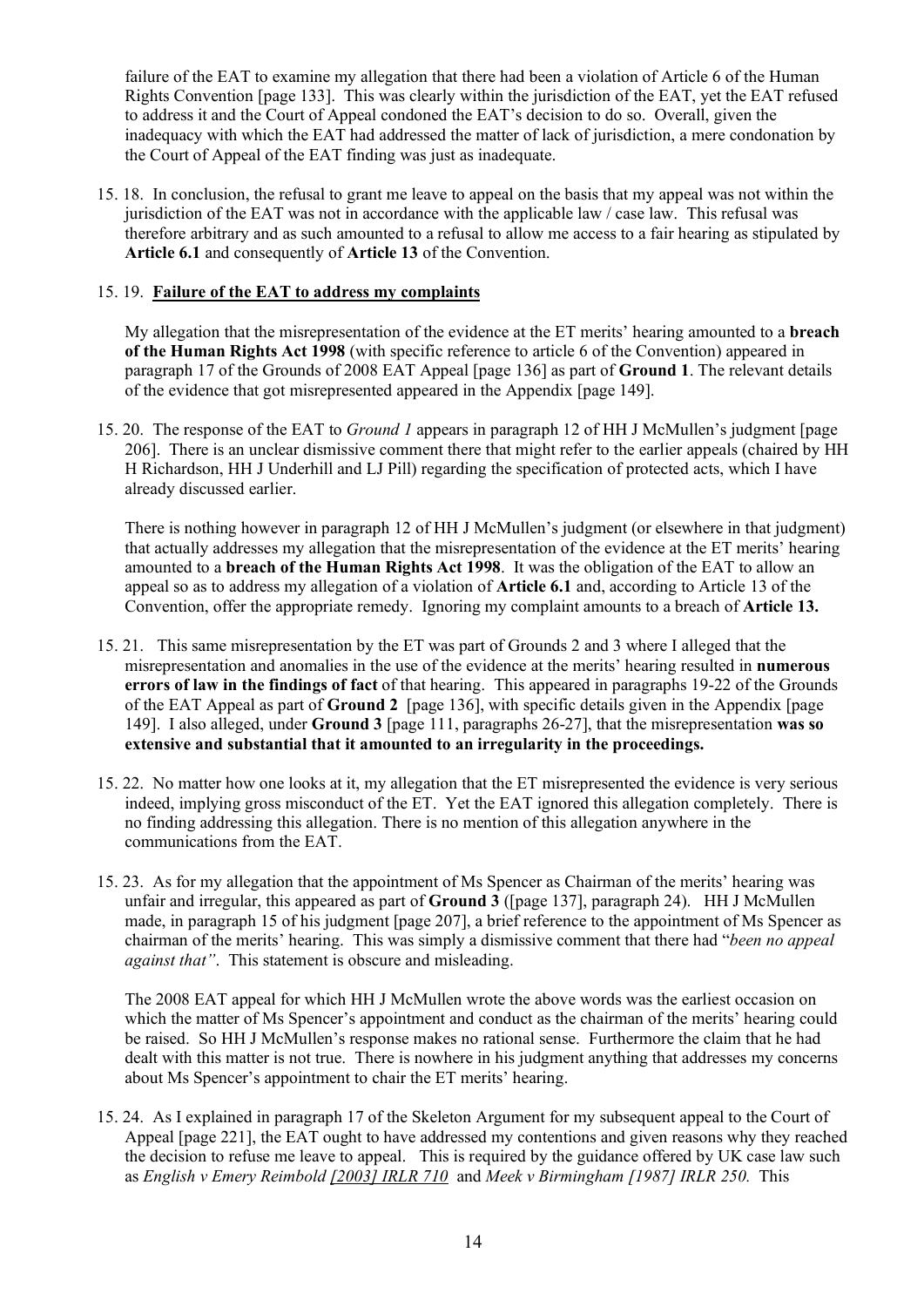failure of the EAT to examine my allegation that there had been a violation of Article 6 of the Human Rights Convention [page 133]. This was clearly within the jurisdiction of the EAT, yet the EAT refused to address it and the Court of Appeal condoned the EAT's decision to do so. Overall, given the inadequacy with which the EAT had addressed the matter of lack of jurisdiction, a mere condonation by the Court of Appeal of the EAT finding was just as inadequate.

15. 18. In conclusion, the refusal to grant me leave to appeal on the basis that my appeal was not within the jurisdiction of the EAT was not in accordance with the applicable law / case law. This refusal was therefore arbitrary and as such amounted to a refusal to allow me access to a fair hearing as stipulated by **Article 6.1** and consequently of **Article 13** of the Convention.

15. 19. **Failure of the EAT to address my complaints**

My allegation that the misrepresentation of the evidence at the ET merits' hearing amounted to a **breach of the Human Rights Act 1998** (with specific reference to article 6 of the Convention) appeared in paragraph 17 of the Grounds of 2008 EAT Appeal [page 136] as part of **Ground 1**. The relevant details of the evidence that got misrepresented appeared in the Appendix [page 149].

15. 20. The response of the EAT to *Ground 1* appears in paragraph 12 of HH J McMullen's judgment [page 206]. There is an unclear dismissive comment there that might refer to the earlier appeals (chaired by HH H Richardson, HH J Underhill and LJ Pill) regarding the specification of protected acts, which I have already discussed earlier.

There is nothing however in paragraph 12 of HH J McMullen's judgment (or elsewhere in that judgment) that actually addresses my allegation that the misrepresentation of the evidence at the ET merits' hearing amounted to a **breach of the Human Rights Act 1998**. It was the obligation of the EAT to allow an appeal so as to address my allegation of a violation of **Article 6.1** and, according to Article 13 of the Convention, offer the appropriate remedy. Ignoring my complaint amounts to a breach of **Article 13.**

15. 21. This same misrepresentation by the ET was part of Grounds 2 and 3 where I alleged that the misrepresentation and anomalies in the use of the evidence at the merits' hearing resulted in **numerous errors of law in the findings of fact** of that hearing. This appeared in paragraphs 19-22 of the Grounds of the EAT Appeal as part of **Ground 2** [page 136], with specific details given in the Appendix [page 149]. I also alleged, under **Ground 3** [page 111, paragraphs 26-27], that the misrepresentation **was so extensive and substantial that it amounted to an irregularity in the proceedings.**

15. 22. No matter how one looks at it, my allegation that the ET misrepresented the evidence is very serious indeed, implying gross misconduct of the ET. Yet the EAT ignored this allegation completely. There is no finding addressing this allegation. There is no mention of this allegation anywhere in the communications from the EAT.

15. 23. As for my allegation that the appointment of Ms Spencer as Chairman of the merits' hearing was unfair and irregular, this appeared as part of **Ground 3** ([page 137], paragraph 24). HH J McMullen made, in paragraph 15 of his judgment [page 207], a brief reference to the appointment of Ms Spencer as chairman of the merits' hearing. This was simply a dismissive comment that there had "*been no appeal against that"*. This statement is obscure and misleading.

The 2008 EAT appeal for which HH J McMullen wrote the above words was the earliest occasion on which the matter of Ms Spencer's appointment and conduct as the chairman of the merits' hearing could be raised. So HH J McMullen's response makes no rational sense. Furthermore the claim that he had dealt with this matter is not true. There is nowhere in his judgment anything that addresses my concerns about Ms Spencer's appointment to chair the ET merits' hearing.

15. 24. As I explained in paragraph 17 of the Skeleton Argument for my subsequent appeal to the Court of Appeal [page 221], the EAT ought to have addressed my contentions and given reasons why they reached the decision to refuse me leave to appeal. This is required by the guidance offered by UK case law such as *English v Emery Reimbold [2003] IRLR 710* and *Meek v Birmingham [1987] IRLR 250.* This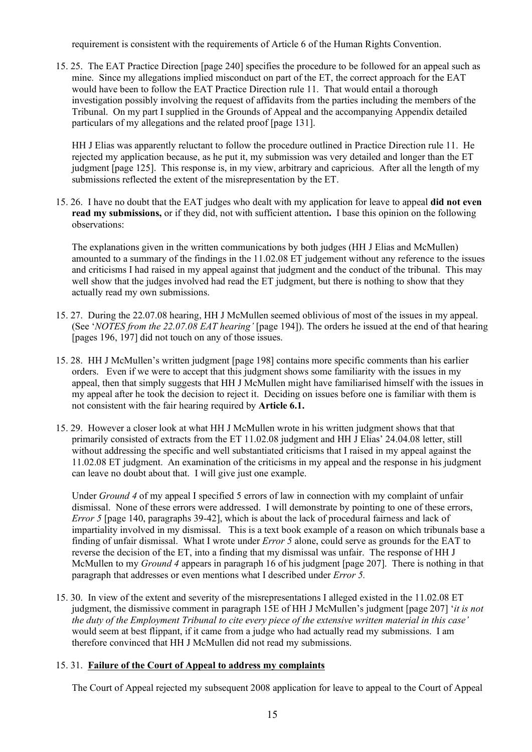requirement is consistent with the requirements of Article 6 of the Human Rights Convention.

15. 25. The EAT Practice Direction [page 240] specifies the procedure to be followed for an appeal such as mine. Since my allegations implied misconduct on part of the ET, the correct approach for the EAT would have been to follow the EAT Practice Direction rule 11. That would entail a thorough investigation possibly involving the request of affidavits from the parties including the members of the Tribunal. On my part I supplied in the Grounds of Appeal and the accompanying Appendix detailed particulars of my allegations and the related proof [page 131].

HH J Elias was apparently reluctant to follow the procedure outlined in Practice Direction rule 11. He rejected my application because, as he put it, my submission was very detailed and longer than the ET judgment [page 125]. This response is, in my view, arbitrary and capricious. After all the length of my submissions reflected the extent of the misrepresentation by the ET.

15. 26. I have no doubt that the EAT judges who dealt with my application for leave to appeal **did not even read my submissions,** or if they did, not with sufficient attention**.** I base this opinion on the following observations:

The explanations given in the written communications by both judges (HH J Elias and McMullen) amounted to a summary of the findings in the 11.02.08 ET judgement without any reference to the issues and criticisms I had raised in my appeal against that judgment and the conduct of the tribunal. This may well show that the judges involved had read the ET judgment, but there is nothing to show that they actually read my own submissions.

15. 27. During the 22.07.08 hearing, HH J McMullen seemed oblivious of most of the issues in my appeal. (See '*NOTES from the 22.07.08 EAT hearing'* [page 194]). The orders he issued at the end of that hearing [pages 196, 197] did not touch on any of those issues.

15. 28. HH J McMullen's written judgment [page 198] contains more specific comments than his earlier orders. Even if we were to accept that this judgment shows some familiarity with the issues in my appeal, then that simply suggests that HH J McMullen might have familiarised himself with the issues in my appeal after he took the decision to reject it. Deciding on issues before one is familiar with them is not consistent with the fair hearing required by **Article 6.1.**

15. 29. However a closer look at what HH J McMullen wrote in his written judgment shows that that primarily consisted of extracts from the ET 11.02.08 judgment and HH J Elias' 24.04.08 letter, still without addressing the specific and well substantiated criticisms that I raised in my appeal against the 11.02.08 ET judgment. An examination of the criticisms in my appeal and the response in his judgment can leave no doubt about that. I will give just one example.

Under *Ground 4* of my appeal I specified 5 errors of law in connection with my complaint of unfair dismissal. None of these errors were addressed. I will demonstrate by pointing to one of these errors, *Error 5* [page 140, paragraphs 39-42], which is about the lack of procedural fairness and lack of impartiality involved in my dismissal. This is a text book example of a reason on which tribunals base a finding of unfair dismissal. What I wrote under *Error 5* alone, could serve as grounds for the EAT to reverse the decision of the ET, into a finding that my dismissal was unfair. The response of HH J McMullen to my *Ground 4* appears in paragraph 16 of his judgment [page 207]. There is nothing in that paragraph that addresses or even mentions what I described under *Error 5.*

15. 30. In view of the extent and severity of the misrepresentations I alleged existed in the 11.02.08 ET judgment, the dismissive comment in paragraph 15E of HH J McMullen's judgment [page 207] '*it is not the duty of the Employment Tribunal to cite every piece of the extensive written material in this case'* would seem at best flippant, if it came from a judge who had actually read my submissions. I am therefore convinced that HH J McMullen did not read my submissions.

15. 31. **<u>Failure of the Court of Appeal to address my complaints</u>**

The Court of Appeal rejected my subsequent 2008 application for leave to appeal to the Court of Appeal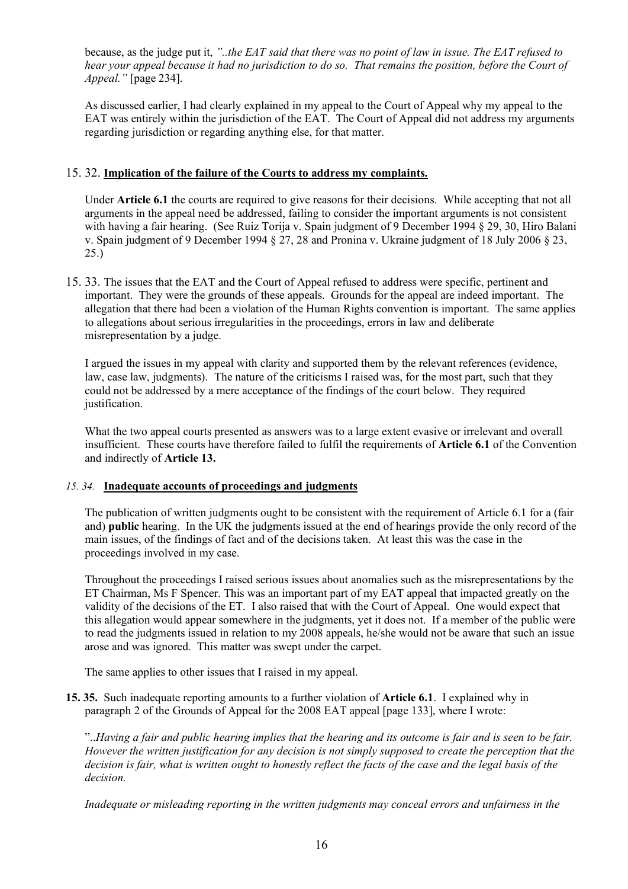because, as the judge put it, *"..the EAT said that there was no point of law in issue. The EAT refused to hear your appeal because it had no jurisdiction to do so. That remains the position, before the Court of Appeal."* [page 234].

As discussed earlier, I had clearly explained in my appeal to the Court of Appeal why my appeal to the EAT was entirely within the jurisdiction of the EAT. The Court of Appeal did not address my arguments regarding jurisdiction or regarding anything else, for that matter.

15. 32. **Implication of the failure of the Courts to address my complaints.**

Under **Article 6.1** the courts are required to give reasons for their decisions. While accepting that not all arguments in the appeal need be addressed, failing to consider the important arguments is not consistent with having a fair hearing. (See Ruiz Torija v. Spain judgment of 9 December 1994 § 29, 30, Hiro Balani v. Spain judgment of 9 December 1994 § 27, 28 and Pronina v. Ukraine judgment of 18 July 2006 § 23, 25.)

15. 33. The issues that the EAT and the Court of Appeal refused to address were specific, pertinent and important. They were the grounds of these appeals. Grounds for the appeal are indeed important. The allegation that there had been a violation of the Human Rights convention is important. The same applies to allegations about serious irregularities in the proceedings, errors in law and deliberate misrepresentation by a judge.

I argued the issues in my appeal with clarity and supported them by the relevant references (evidence, law, case law, judgments). The nature of the criticisms I raised was, for the most part, such that they could not be addressed by a mere acceptance of the findings of the court below. They required justification.

What the two appeal courts presented as answers was to a large extent evasive or irrelevant and overall insufficient. These courts have therefore failed to fulfil the requirements of **Article 6.1** of the Convention and indirectly of **Article 13.**

*15. 34.* **Inadequate accounts of proceedings and judgments**

The publication of written judgments ought to be consistent with the requirement of Article 6.1 for a (fair and) **public** hearing. In the UK the judgments issued at the end of hearings provide the only record of the main issues, of the findings of fact and of the decisions taken. At least this was the case in the proceedings involved in my case.

Throughout the proceedings I raised serious issues about anomalies such as the misrepresentations by the ET Chairman, Ms F Spencer. This was an important part of my EAT appeal that impacted greatly on the validity of the decisions of the ET. I also raised that with the Court of Appeal. One would expect that this allegation would appear somewhere in the judgments, yet it does not. If a member of the public were to read the judgments issued in relation to my 2008 appeals, he/she would not be aware that such an issue arose and was ignored. This matter was swept under the carpet.

The same applies to other issues that I raised in my appeal.

**15. 35.** Such inadequate reporting amounts to a further violation of **Article 6.1**. I explained why in paragraph 2 of the Grounds of Appeal for the 2008 EAT appeal [page 133], where I wrote:

"..*Having a fair and public hearing implies that the hearing and its outcome is fair and is seen to be fair. However the written justification for any decision is not simply supposed to create the perception that the decision is fair, what is written ought to honestly reflect the facts of the case and the legal basis of the decision.*

*Inadequate or misleading reporting in the written judgments may conceal errors and unfairness in the*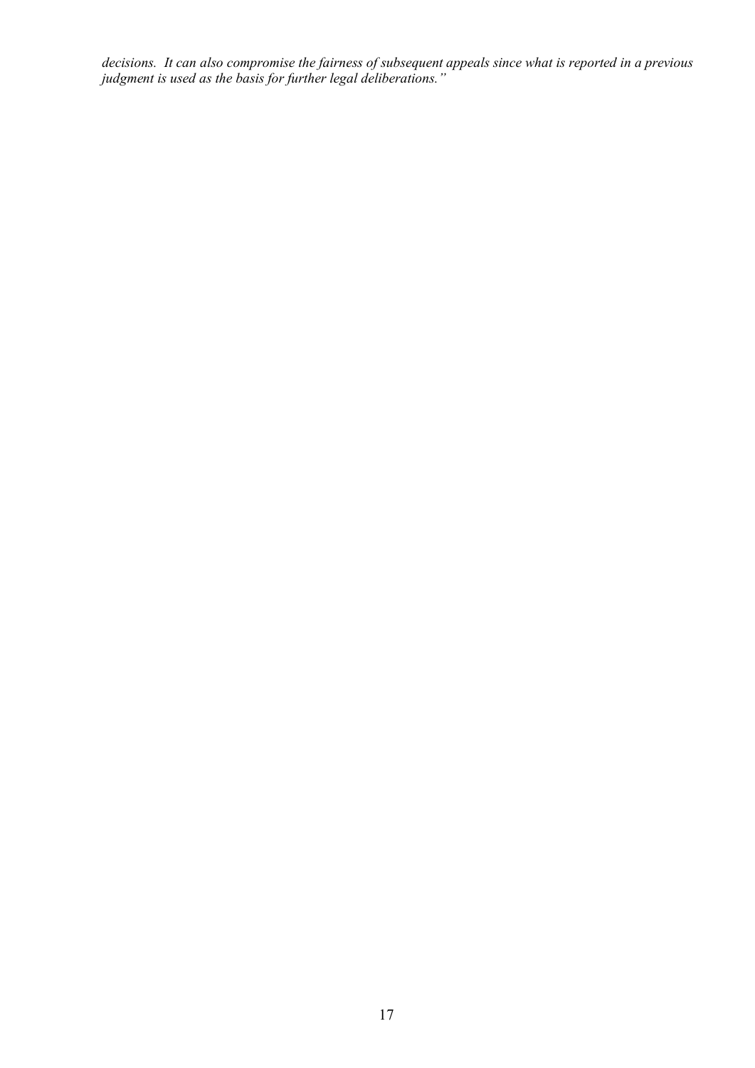*decisions. It can also compromise the fairness of subsequent appeals since what is reported in a previous judgment is used as the basis for further legal deliberations."*